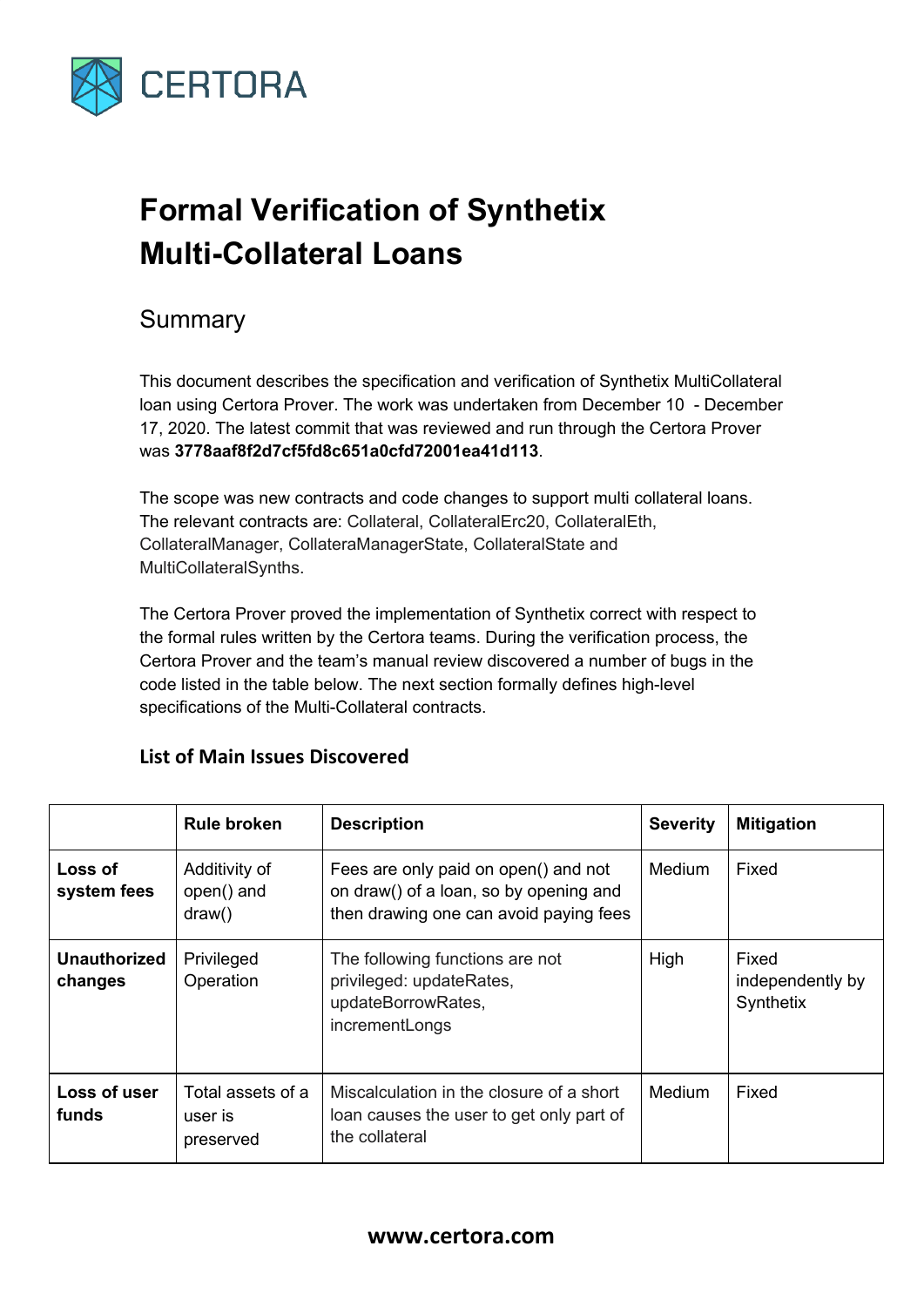CERTORA

# Formal Verification of Synthetix Multi-Collateral Loans

## Summary

This document describes the specification and verification of Synthetix MultiCollateral loan using Certora Prover. The work was undertaken from December 10 - December 17, 2020. The latest commit that was reviewed and run through the Certora Prover was **3778aaf8f2d7cf5fd8c651a0cfd72001ea41d113**.

The scope was new contracts and code changes to support multi collateral loans. The relevant contracts are: Collateral, CollateralErc20, CollateralEth, CollateralManager, CollateraManagerState, CollateralState and MultiCollateralSynths.

The Certora Prover proved the implementation of Synthetix correct with respect to the formal rules written by the Certora teams. During the verification process, the Certora Prover and the team's manual review discovered a number of bugs in the code listed in the table below. The next section formally defines high-level specifications of the Multi-Collateral contracts.

### List of Main Issues Discovered

| | Rule broken | Description | Severity | Mitigation |
|---|---|---|---|---|
| **Loss of system fees** | Additivity of open() and draw() | Fees are only paid on open() and not on draw() of a loan, so by opening and then drawing one can avoid paying fees | Medium | Fixed |
| **Unauthorized changes** | Privileged Operation | The following functions are not privileged: updateRates, updateBorrowRates, incrementLongs | High | Fixed independently by Synthetix |
| **Loss of user funds** | Total assets of a user is preserved | Miscalculation in the closure of a short loan causes the user to get only part of the collateral | Medium | Fixed |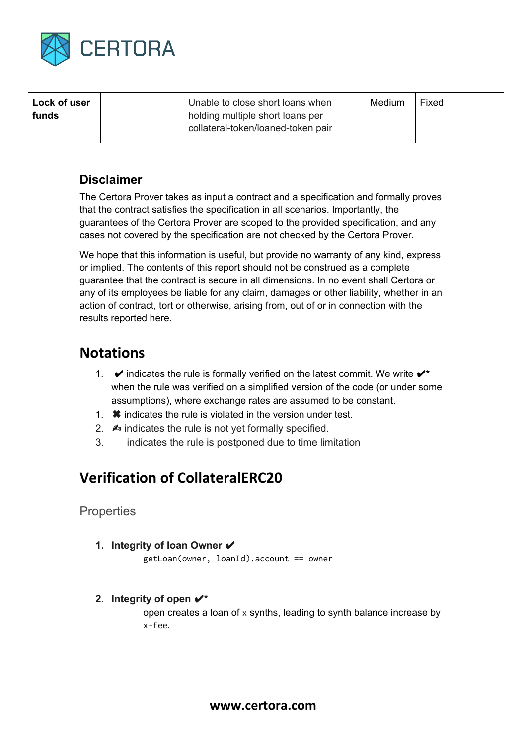| | | | | |
|---|---|---|---|---|
| **Lock of user funds** | | Unable to close short loans when holding multiple short loans per collateral-token/loaned-token pair | Medium | Fixed |

### Disclaimer

The Certora Prover takes as input a contract and a specification and formally proves that the contract satisfies the specification in all scenarios. Importantly, the guarantees of the Certora Prover are scoped to the provided specification, and any cases not covered by the specification are not checked by the Certora Prover.

We hope that this information is useful, but provide no warranty of any kind, express or implied. The contents of this report should not be construed as a complete guarantee that the contract is secure in all dimensions. In no event shall Certora or any of its employees be liable for any claim, damages or other liability, whether in an action of contract, tort or otherwise, arising from, out of or in connection with the results reported here.

## Notations

1. ✔ indicates the rule is formally verified on the latest commit. We write ✔* when the rule was verified on a simplified version of the code (or under some assumptions), where exchange rates are assumed to be constant.
1. ✖ indicates the rule is violated in the version under test.
2. ✍ indicates the rule is not yet formally specified.
3. indicates the rule is postponed due to time limitation

## Verification of CollateralERC20

### Properties

1. **Integrity of loan Owner ✔**

   `getLoan(owner, loanId).account == owner`

2. **Integrity of open ✔***

   open creates a loan of `x` synths, leading to synth balance increase by `x-fee`.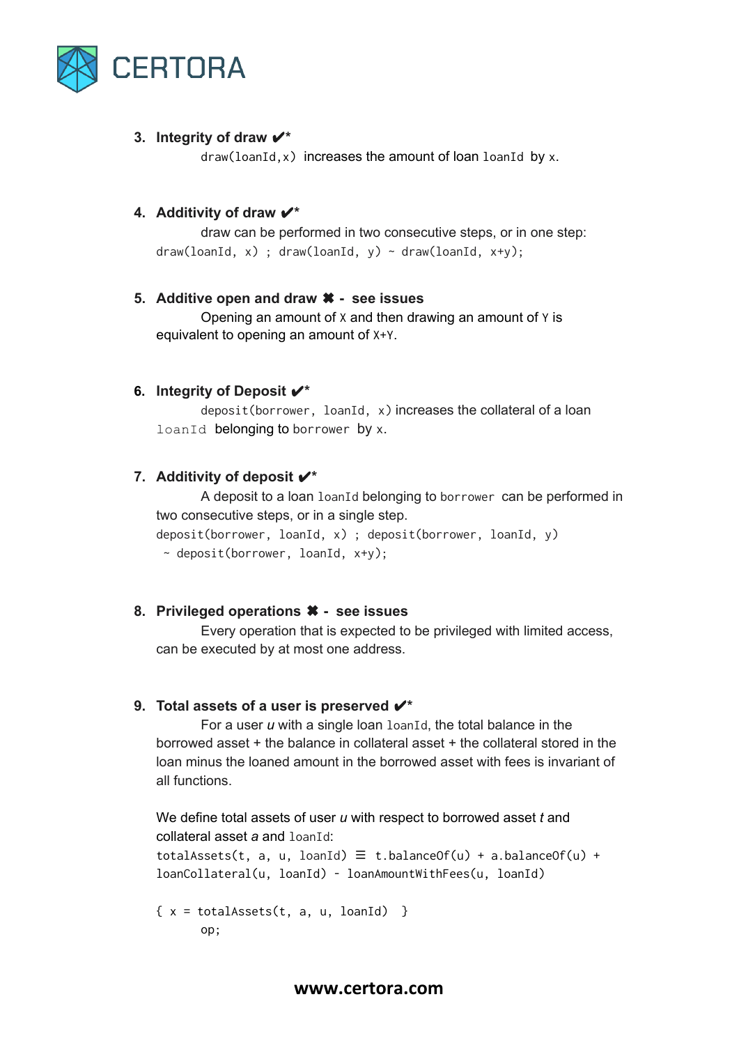3. **Integrity of draw ✔\***

   `draw(loanId,x)` increases the amount of loan `loanId` by `x`.

4. **Additivity of draw ✔\***

   draw can be performed in two consecutive steps, or in one step:
   `draw(loanId, x) ; draw(loanId, y) ~ draw(loanId, x+y);`

5. **Additive open and draw ✖ - see issues**

   Opening an amount of `X` and then drawing an amount of `Y` is equivalent to opening an amount of `X+Y`.

6. **Integrity of Deposit ✔\***

   `deposit(borrower, loanId, x)` increases the collateral of a loan `loanId` belonging to `borrower` by `x`.

7. **Additivity of deposit ✔\***

   A deposit to a loan `loanId` belonging to `borrower` can be performed in two consecutive steps, or in a single step.

   ```
   deposit(borrower, loanId, x) ; deposit(borrower, loanId, y)
    ~ deposit(borrower, loanId, x+y);
   ```

8. **Privileged operations ✖ - see issues**

   Every operation that is expected to be privileged with limited access, can be executed by at most one address.

9. **Total assets of a user is preserved ✔\***

   For a user *u* with a single loan `loanId`, the total balance in the borrowed asset + the balance in collateral asset + the collateral stored in the loan minus the loaned amount in the borrowed asset with fees is invariant of all functions.

   We define total assets of user *u* with respect to borrowed asset *t* and collateral asset *a* and `loanId`:

   ```
   totalAssets(t, a, u, loanId) ≡ t.balanceOf(u) + a.balanceOf(u) +
   loanCollateral(u, loanId) - loanAmountWithFees(u, loanId)
   ```

   ```
   { x = totalAssets(t, a, u, loanId)  }
         op;
   ```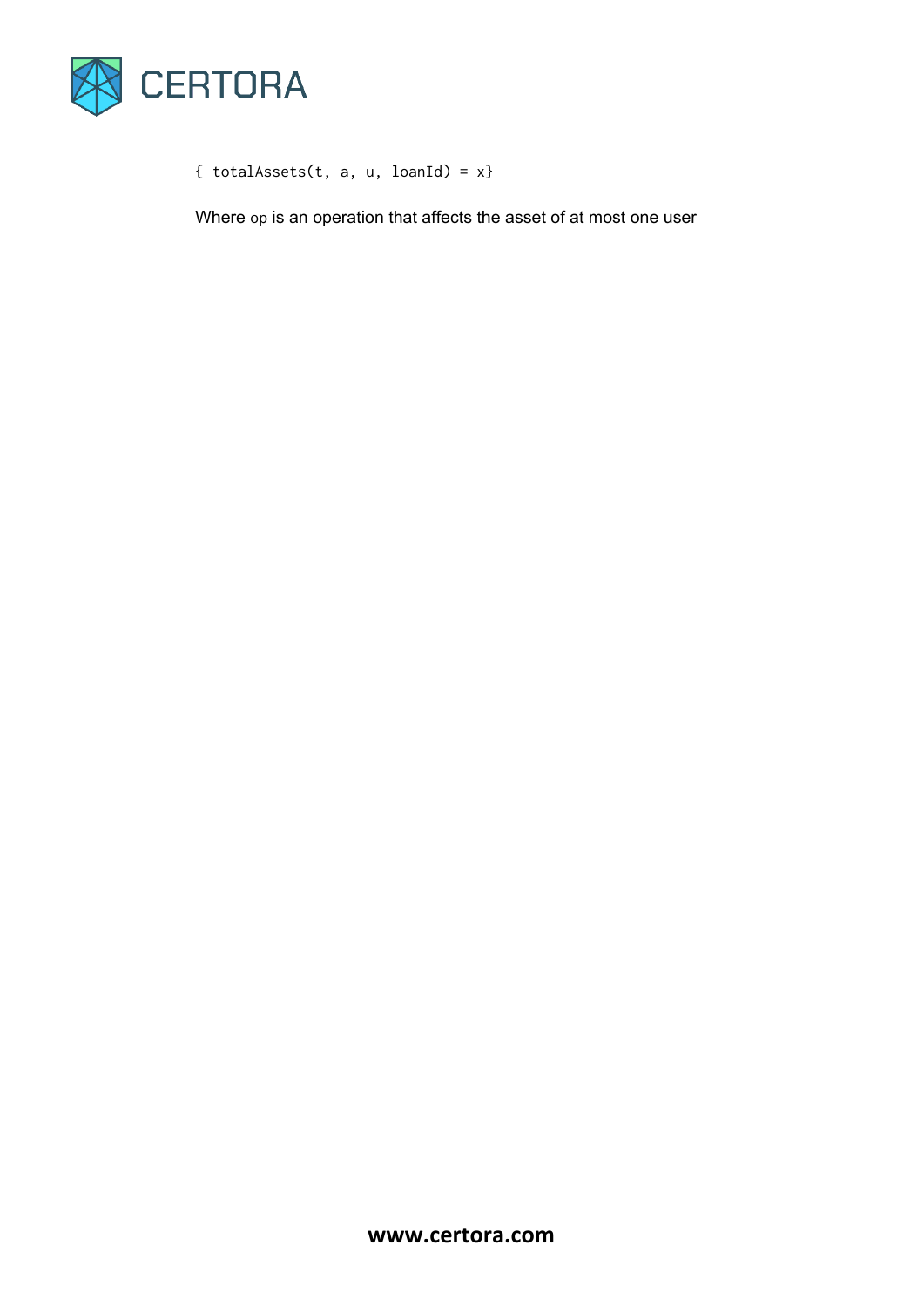```
{ totalAssets(t, a, u, loanId) = x}
```

Where `op` is an operation that affects the asset of at most one user